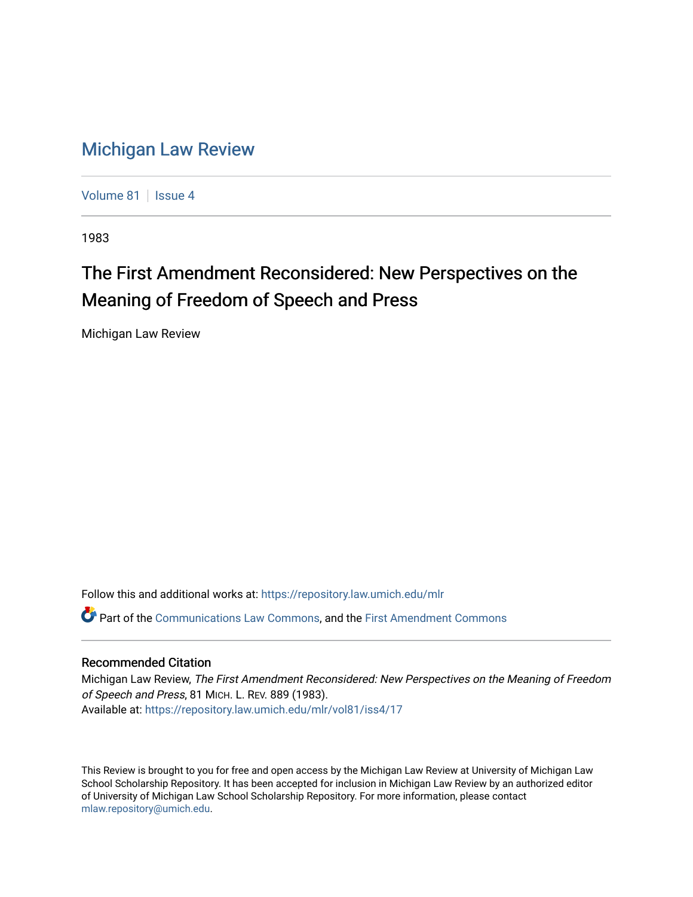# Michigan Law Review

Volume 81 | Issue 4

1983

## The First Amendment Reconsidered: New Perspectives on the Meaning of Freedom of Speech and Press

Michigan Law Review

Follow this and additional works at: https://repository.law.umich.edu/mlr

Part of the Communications Law Commons, and the First Amendment Commons

### Recommended Citation

Michigan Law Review, *The First Amendment Reconsidered: New Perspectives on the Meaning of Freedom of Speech and Press*, 81 MICH. L. REV. 889 (1983).
Available at: https://repository.law.umich.edu/mlr/vol81/iss4/17

This Review is brought to you for free and open access by the Michigan Law Review at University of Michigan Law School Scholarship Repository. It has been accepted for inclusion in Michigan Law Review by an authorized editor of University of Michigan Law School Scholarship Repository. For more information, please contact mlaw.repository@umich.edu.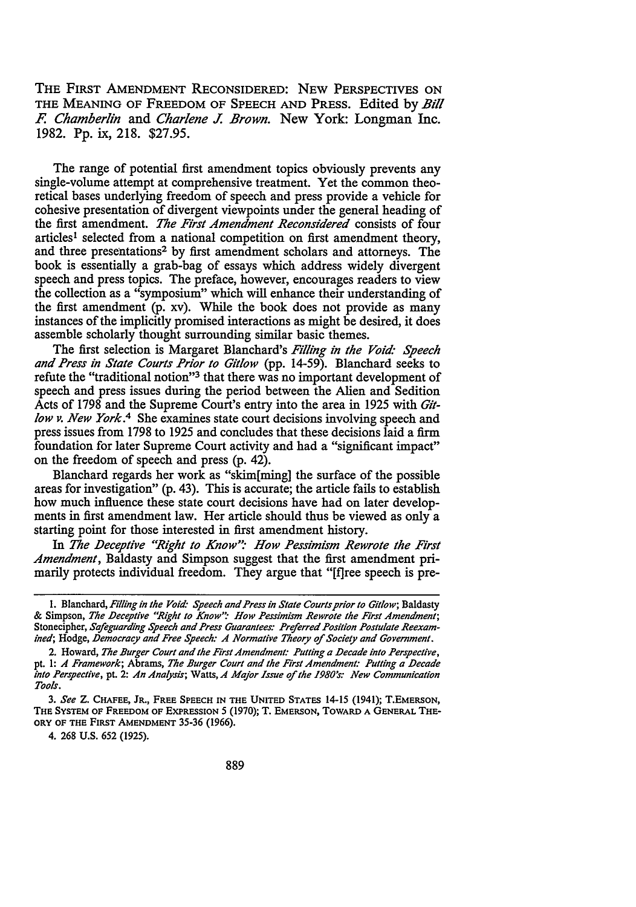THE FIRST AMENDMENT RECONSIDERED: NEW PERSPECTIVES ON THE MEANING OF FREEDOM OF SPEECH AND PRESS. Edited by *Bill F. Chamberlin* and *Charlene J. Brown*. New York: Longman Inc. 1982. Pp. ix, 218. $27.95.

The range of potential first amendment topics obviously prevents any single-volume attempt at comprehensive treatment. Yet the common theoretical bases underlying freedom of speech and press provide a vehicle for cohesive presentation of divergent viewpoints under the general heading of the first amendment. *The First Amendment Reconsidered* consists of four articles[1] selected from a national competition on first amendment theory, and three presentations[2] by first amendment scholars and attorneys. The book is essentially a grab-bag of essays which address widely divergent speech and press topics. The preface, however, encourages readers to view the collection as a "symposium" which will enhance their understanding of the first amendment (p. xv). While the book does not provide as many instances of the implicitly promised interactions as might be desired, it does assemble scholarly thought surrounding similar basic themes.

The first selection is Margaret Blanchard's *Filling in the Void: Speech and Press in State Courts Prior to Gitlow* (pp. 14-59). Blanchard seeks to refute the "traditional notion"[3] that there was no important development of speech and press issues during the period between the Alien and Sedition Acts of 1798 and the Supreme Court's entry into the area in 1925 with *Gitlow v. New York*.[4] She examines state court decisions involving speech and press issues from 1798 to 1925 and concludes that these decisions laid a firm foundation for later Supreme Court activity and had a "significant impact" on the freedom of speech and press (p. 42).

Blanchard regards her work as "skim[ming] the surface of the possible areas for investigation" (p. 43). This is accurate; the article fails to establish how much influence these state court decisions have had on later developments in first amendment law. Her article should thus be viewed as only a starting point for those interested in first amendment history.

In *The Deceptive "Right to Know": How Pessimism Rewrote the First Amendment*, Baldasty and Simpson suggest that the first amendment primarily protects individual freedom. They argue that "[f]ree speech is pre-

---

1. Blanchard, *Filling in the Void: Speech and Press in State Courts prior to Gitlow*; Baldasty & Simpson, *The Deceptive "Right to Know": How Pessimism Rewrote the First Amendment*; Stonecipher, *Safeguarding Speech and Press Guarantees: Preferred Position Postulate Reexamined*; Hodge, *Democracy and Free Speech: A Normative Theory of Society and Government*.

2. Howard, *The Burger Court and the First Amendment: Putting a Decade into Perspective*, pt. 1: *A Framework*; Abrams, *The Burger Court and the First Amendment: Putting a Decade into Perspective*, pt. 2: *An Analysis*; Watts, *A Major Issue of the 1980's: New Communication Tools*.

3. *See* Z. CHAFEE, JR., FREE SPEECH IN THE UNITED STATES 14-15 (1941); T. EMERSON, THE SYSTEM OF FREEDOM OF EXPRESSION 5 (1970); T. EMERSON, TOWARD A GENERAL THEORY OF THE FIRST AMENDMENT 35-36 (1966).

4. 268 U.S. 652 (1925).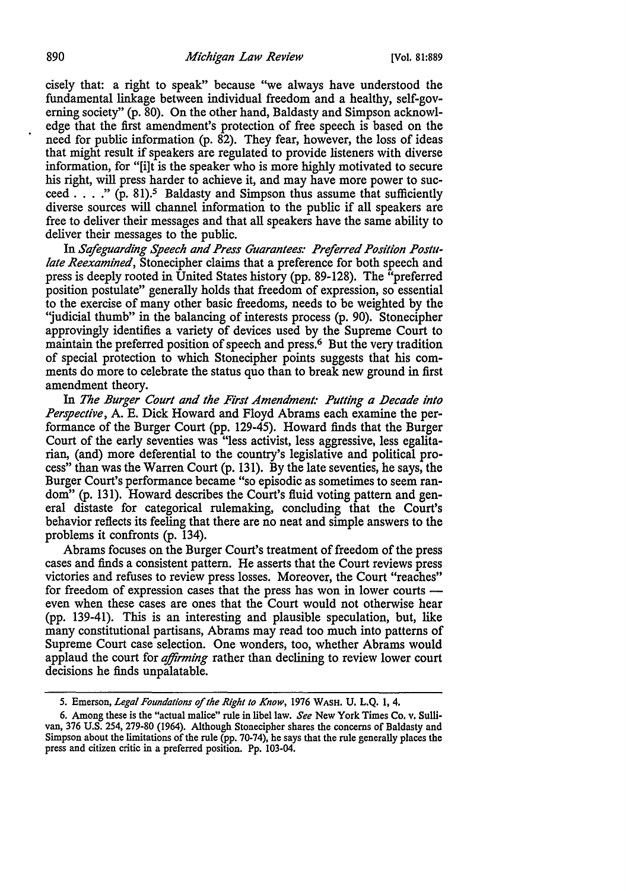cisely that: a right to speak" because "we always have understood the fundamental linkage between individual freedom and a healthy, self-governing society" (p. 80). On the other hand, Baldasty and Simpson acknowledge that the first amendment's protection of free speech is based on the need for public information (p. 82). They fear, however, the loss of ideas that might result if speakers are regulated to provide listeners with diverse information, for "[i]t is the speaker who is more highly motivated to secure his right, will press harder to achieve it, and may have more power to succeed . . . ." (p. 81).[5] Baldasty and Simpson thus assume that sufficiently diverse sources will channel information to the public if all speakers are free to deliver their messages and that all speakers have the same ability to deliver their messages to the public.

In *Safeguarding Speech and Press Guarantees: Preferred Position Postulate Reexamined*, Stonecipher claims that a preference for both speech and press is deeply rooted in United States history (pp. 89-128). The "preferred position postulate" generally holds that freedom of expression, so essential to the exercise of many other basic freedoms, needs to be weighted by the "judicial thumb" in the balancing of interests process (p. 90). Stonecipher approvingly identifies a variety of devices used by the Supreme Court to maintain the preferred position of speech and press.[6] But the very tradition of special protection to which Stonecipher points suggests that his comments do more to celebrate the status quo than to break new ground in first amendment theory.

In *The Burger Court and the First Amendment: Putting a Decade into Perspective*, A. E. Dick Howard and Floyd Abrams each examine the performance of the Burger Court (pp. 129-45). Howard finds that the Burger Court of the early seventies was "less activist, less aggressive, less egalitarian, (and) more deferential to the country's legislative and political process" than was the Warren Court (p. 131). By the late seventies, he says, the Burger Court's performance became "so episodic as sometimes to seem random" (p. 131). Howard describes the Court's fluid voting pattern and general distaste for categorical rulemaking, concluding that the Court's behavior reflects its feeling that there are no neat and simple answers to the problems it confronts (p. 134).

Abrams focuses on the Burger Court's treatment of freedom of the press cases and finds a consistent pattern. He asserts that the Court reviews press victories and refuses to review press losses. Moreover, the Court "reaches" for freedom of expression cases that the press has won in lower courts — even when these cases are ones that the Court would not otherwise hear (pp. 139-41). This is an interesting and plausible speculation, but, like many constitutional partisans, Abrams may read too much into patterns of Supreme Court case selection. One wonders, too, whether Abrams would applaud the court for *affirming* rather than declining to review lower court decisions he finds unpalatable.

5. Emerson, *Legal Foundations of the Right to Know*, 1976 WASH. U. L.Q. 1, 4.

6. Among these is the "actual malice" rule in libel law. *See* New York Times Co. v. Sullivan, 376 U.S. 254, 279-80 (1964). Although Stonecipher shares the concerns of Baldasty and Simpson about the limitations of the rule (pp. 70-74), he says that the rule generally places the press and citizen critic in a preferred position. Pp. 103-04.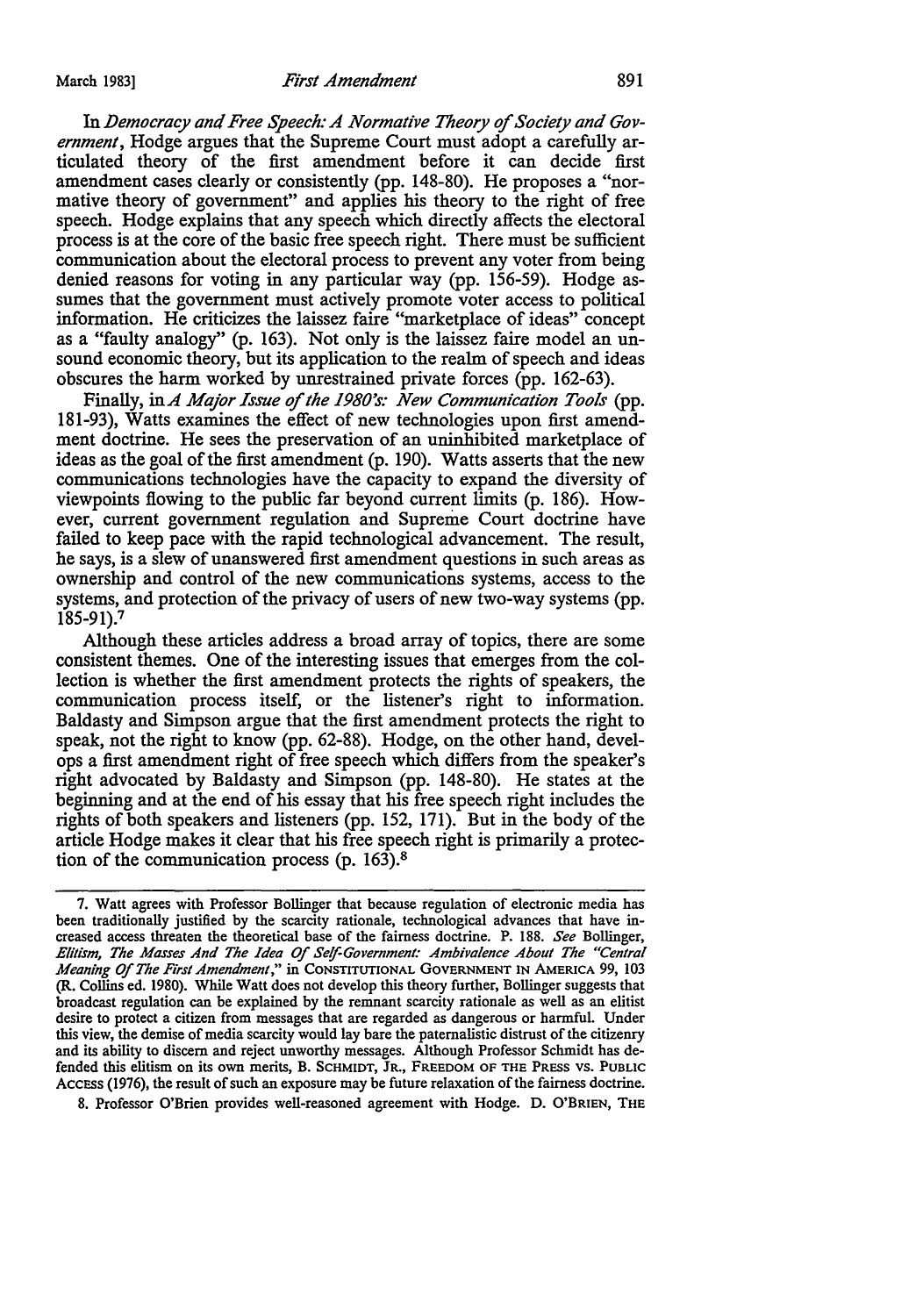In *Democracy and Free Speech: A Normative Theory of Society and Government*, Hodge argues that the Supreme Court must adopt a carefully articulated theory of the first amendment before it can decide first amendment cases clearly or consistently (pp. 148-80). He proposes a "normative theory of government" and applies his theory to the right of free speech. Hodge explains that any speech which directly affects the electoral process is at the core of the basic free speech right. There must be sufficient communication about the electoral process to prevent any voter from being denied reasons for voting in any particular way (pp. 156-59). Hodge assumes that the government must actively promote voter access to political information. He criticizes the laissez faire "marketplace of ideas" concept as a "faulty analogy" (p. 163). Not only is the laissez faire model an unsound economic theory, but its application to the realm of speech and ideas obscures the harm worked by unrestrained private forces (pp. 162-63).

Finally, in *A Major Issue of the 1980's: New Communication Tools* (pp. 181-93), Watts examines the effect of new technologies upon first amendment doctrine. He sees the preservation of an uninhibited marketplace of ideas as the goal of the first amendment (p. 190). Watts asserts that the new communications technologies have the capacity to expand the diversity of viewpoints flowing to the public far beyond current limits (p. 186). However, current government regulation and Supreme Court doctrine have failed to keep pace with the rapid technological advancement. The result, he says, is a slew of unanswered first amendment questions in such areas as ownership and control of the new communications systems, access to the systems, and protection of the privacy of users of new two-way systems (pp. 185-91).[7]

Although these articles address a broad array of topics, there are some consistent themes. One of the interesting issues that emerges from the collection is whether the first amendment protects the rights of speakers, the communication process itself, or the listener's right to information. Baldasty and Simpson argue that the first amendment protects the right to speak, not the right to know (pp. 62-88). Hodge, on the other hand, develops a first amendment right of free speech which differs from the speaker's right advocated by Baldasty and Simpson (pp. 148-80). He states at the beginning and at the end of his essay that his free speech right includes the rights of both speakers and listeners (pp. 152, 171). But in the body of the article Hodge makes it clear that his free speech right is primarily a protection of the communication process (p. 163).[8]

---

7. Watt agrees with Professor Bollinger that because regulation of electronic media has been traditionally justified by the scarcity rationale, technological advances that have increased access threaten the theoretical base of the fairness doctrine. P. 188. *See* Bollinger, *Elitism, The Masses And The Idea Of Self-Government: Ambivalence About The "Central Meaning Of The First Amendment*," in CONSTITUTIONAL GOVERNMENT IN AMERICA 99, 103 (R. Collins ed. 1980). While Watt does not develop this theory further, Bollinger suggests that broadcast regulation can be explained by the remnant scarcity rationale as well as an elitist desire to protect a citizen from messages that are regarded as dangerous or harmful. Under this view, the demise of media scarcity would lay bare the paternalistic distrust of the citizenry and its ability to discern and reject unworthy messages. Although Professor Schmidt has defended this elitism on its own merits, B. SCHMIDT, JR., FREEDOM OF THE PRESS VS. PUBLIC ACCESS (1976), the result of such an exposure may be future relaxation of the fairness doctrine.

8. Professor O'Brien provides well-reasoned agreement with Hodge. D. O'BRIEN, THE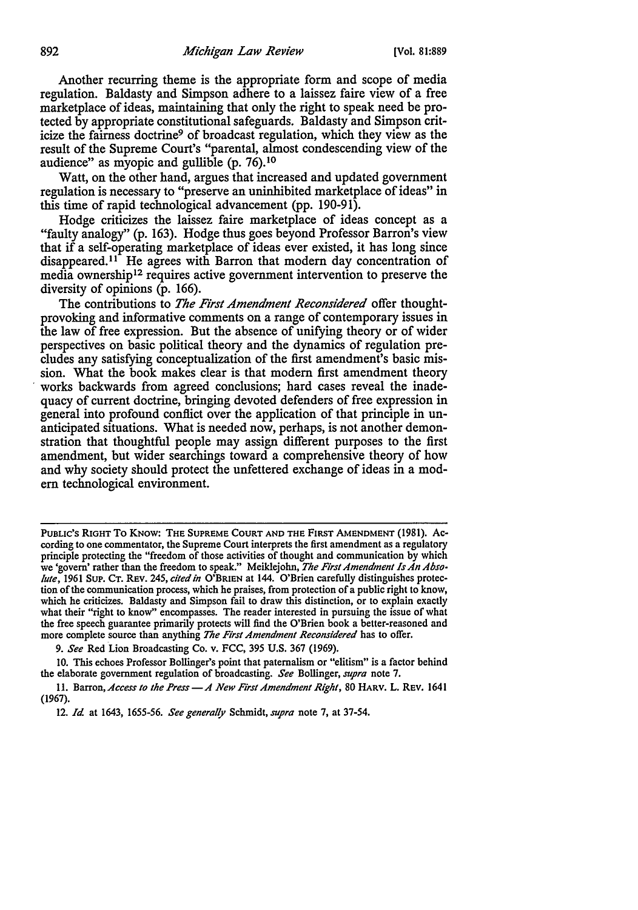Another recurring theme is the appropriate form and scope of media regulation. Baldasty and Simpson adhere to a laissez faire view of a free marketplace of ideas, maintaining that only the right to speak need be protected by appropriate constitutional safeguards. Baldasty and Simpson criticize the fairness doctrine[9] of broadcast regulation, which they view as the result of the Supreme Court's "parental, almost condescending view of the audience" as myopic and gullible (p. 76).[10]

Watt, on the other hand, argues that increased and updated government regulation is necessary to "preserve an uninhibited marketplace of ideas" in this time of rapid technological advancement (pp. 190-91).

Hodge criticizes the laissez faire marketplace of ideas concept as a "faulty analogy" (p. 163). Hodge thus goes beyond Professor Barron's view that if a self-operating marketplace of ideas ever existed, it has long since disappeared.[11] He agrees with Barron that modern day concentration of media ownership[12] requires active government intervention to preserve the diversity of opinions (p. 166).

The contributions to *The First Amendment Reconsidered* offer thought-provoking and informative comments on a range of contemporary issues in the law of free expression. But the absence of unifying theory or of wider perspectives on basic political theory and the dynamics of regulation precludes any satisfying conceptualization of the first amendment's basic mission. What the book makes clear is that modern first amendment theory works backwards from agreed conclusions; hard cases reveal the inadequacy of current doctrine, bringing devoted defenders of free expression in general into profound conflict over the application of that principle in unanticipated situations. What is needed now, perhaps, is not another demonstration that thoughtful people may assign different purposes to the first amendment, but wider searchings toward a comprehensive theory of how and why society should protect the unfettered exchange of ideas in a modern technological environment.

---

PUBLIC'S RIGHT TO KNOW: THE SUPREME COURT AND THE FIRST AMENDMENT (1981). According to one commentator, the Supreme Court interprets the first amendment as a regulatory principle protecting the "freedom of those activities of thought and communication by which we 'govern' rather than the freedom to speak." Meiklejohn, *The First Amendment Is An Absolute*, 1961 SUP. CT. REV. 245, *cited in* O'BRIEN at 144. O'Brien carefully distinguishes protection of the communication process, which he praises, from protection of a public right to know, which he criticizes. Baldasty and Simpson fail to draw this distinction, or to explain exactly what their "right to know" encompasses. The reader interested in pursuing the issue of what the free speech guarantee primarily protects will find the O'Brien book a better-reasoned and more complete source than anything *The First Amendment Reconsidered* has to offer.

9. *See* Red Lion Broadcasting Co. v. FCC, 395 U.S. 367 (1969).

10. This echoes Professor Bollinger's point that paternalism or "elitism" is a factor behind the elaborate government regulation of broadcasting. *See* Bollinger, *supra* note 7.

11. Barron, *Access to the Press — A New First Amendment Right*, 80 HARV. L. REV. 1641 (1967).

12. *Id.* at 1643, 1655-56. *See generally* Schmidt, *supra* note 7, at 37-54.